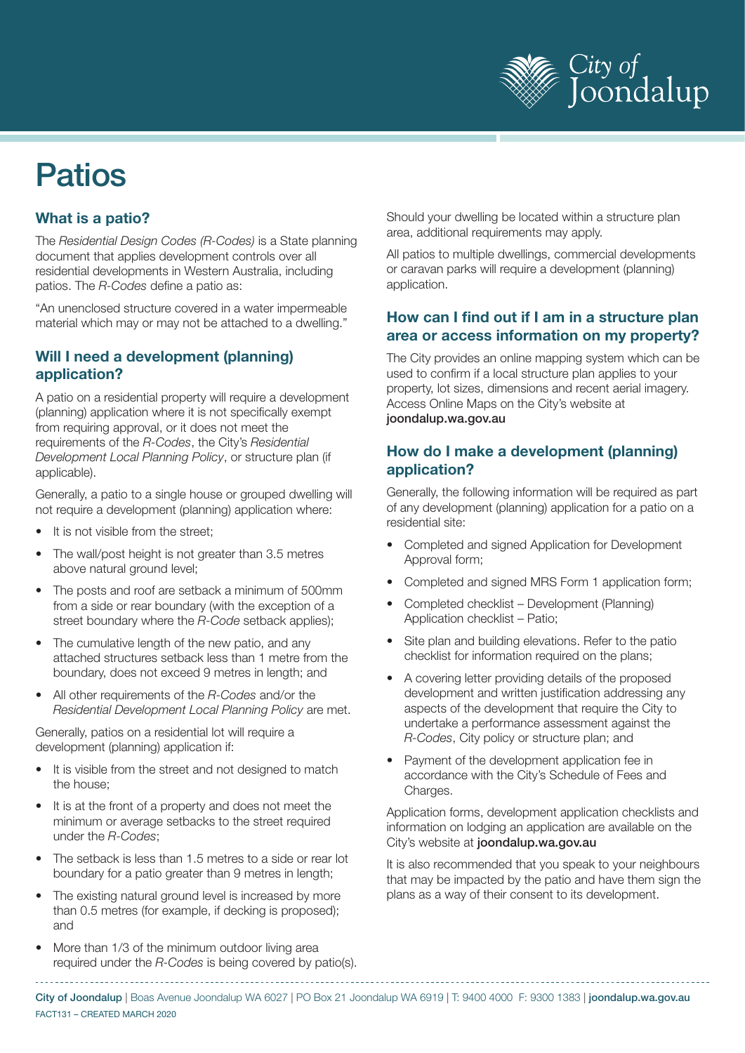# Patios

## What is a patio?

The *Residential Design Codes (R-Codes)* is a State planning document that applies development controls over all residential developments in Western Australia, including patios. The *R-Codes* define a patio as:

"An unenclosed structure covered in a water impermeable material which may or may not be attached to a dwelling."

## Will I need a development (planning) application?

A patio on a residential property will require a development (planning) application where it is not specifically exempt from requiring approval, or it does not meet the requirements of the *R-Codes*, the City's *Residential Development Local Planning Policy*, or structure plan (if applicable).

Generally, a patio to a single house or grouped dwelling will not require a development (planning) application where:

- It is not visible from the street;
- The wall/post height is not greater than 3.5 metres above natural ground level;
- The posts and roof are setback a minimum of 500mm from a side or rear boundary (with the exception of a street boundary where the *R-Code* setback applies);
- The cumulative length of the new patio, and any attached structures setback less than 1 metre from the boundary, does not exceed 9 metres in length; and
- All other requirements of the *R-Codes* and/or the *Residential Development Local Planning Policy* are met.

Generally, patios on a residential lot will require a development (planning) application if:

- It is visible from the street and not designed to match the house;
- It is at the front of a property and does not meet the minimum or average setbacks to the street required under the *R-Codes*;
- The setback is less than 1.5 metres to a side or rear lot boundary for a patio greater than 9 metres in length;
- The existing natural ground level is increased by more than 0.5 metres (for example, if decking is proposed); and
- More than 1/3 of the minimum outdoor living area required under the *R-Codes* is being covered by patio(s).

Should your dwelling be located within a structure plan area, additional requirements may apply.

All patios to multiple dwellings, commercial developments or caravan parks will require a development (planning) application.

## How can I find out if I am in a structure plan area or access information on my property?

The City provides an online mapping system which can be used to confirm if a local structure plan applies to your property, lot sizes, dimensions and recent aerial imagery. Access Online Maps on the City's website at **joondalup.wa.gov.au**

## How do I make a development (planning) application?

Generally, the following information will be required as part of any development (planning) application for a patio on a residential site:

- Completed and signed Application for Development Approval form;
- Completed and signed MRS Form 1 application form;
- Completed checklist – Development (Planning) Application checklist – Patio;
- Site plan and building elevations. Refer to the patio checklist for information required on the plans;
- A covering letter providing details of the proposed development and written justification addressing any aspects of the development that require the City to undertake a performance assessment against the *R-Codes*, City policy or structure plan; and
- Payment of the development application fee in accordance with the City's Schedule of Fees and Charges.

Application forms, development application checklists and information on lodging an application are available on the City's website at **joondalup.wa.gov.au**

It is also recommended that you speak to your neighbours that may be impacted by the patio and have them sign the plans as a way of their consent to its development.

**City of Joondalup** | Boas Avenue Joondalup WA 6027 | PO Box 21 Joondalup WA 6919 | T: 9400 4000 F: 9300 1383 | **joondalup.wa.gov.au**
FACT131 – CREATED MARCH 2020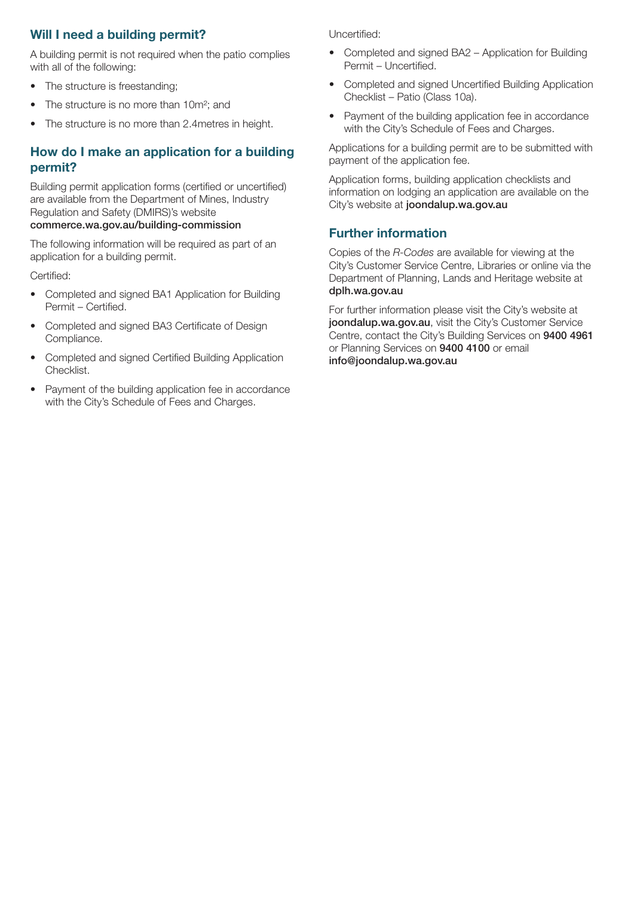## Will I need a building permit?

A building permit is not required when the patio complies with all of the following:

- The structure is freestanding;
- The structure is no more than 10m²; and
- The structure is no more than 2.4metres in height.

## How do I make an application for a building permit?

Building permit application forms (certified or uncertified) are available from the Department of Mines, Industry Regulation and Safety (DMIRS)'s website **commerce.wa.gov.au/building-commission**

The following information will be required as part of an application for a building permit.

Certified:

- Completed and signed BA1 Application for Building Permit – Certified.
- Completed and signed BA3 Certificate of Design Compliance.
- Completed and signed Certified Building Application Checklist.
- Payment of the building application fee in accordance with the City's Schedule of Fees and Charges.

Uncertified:

- Completed and signed BA2 – Application for Building Permit – Uncertified.
- Completed and signed Uncertified Building Application Checklist – Patio (Class 10a).
- Payment of the building application fee in accordance with the City's Schedule of Fees and Charges.

Applications for a building permit are to be submitted with payment of the application fee.

Application forms, building application checklists and information on lodging an application are available on the City's website at **joondalup.wa.gov.au**

## Further information

Copies of the *R-Codes* are available for viewing at the City's Customer Service Centre, Libraries or online via the Department of Planning, Lands and Heritage website at **dplh.wa.gov.au**

For further information please visit the City's website at **joondalup.wa.gov.au**, visit the City's Customer Service Centre, contact the City's Building Services on **9400 4961** or Planning Services on **9400 4100** or email **info@joondalup.wa.gov.au**